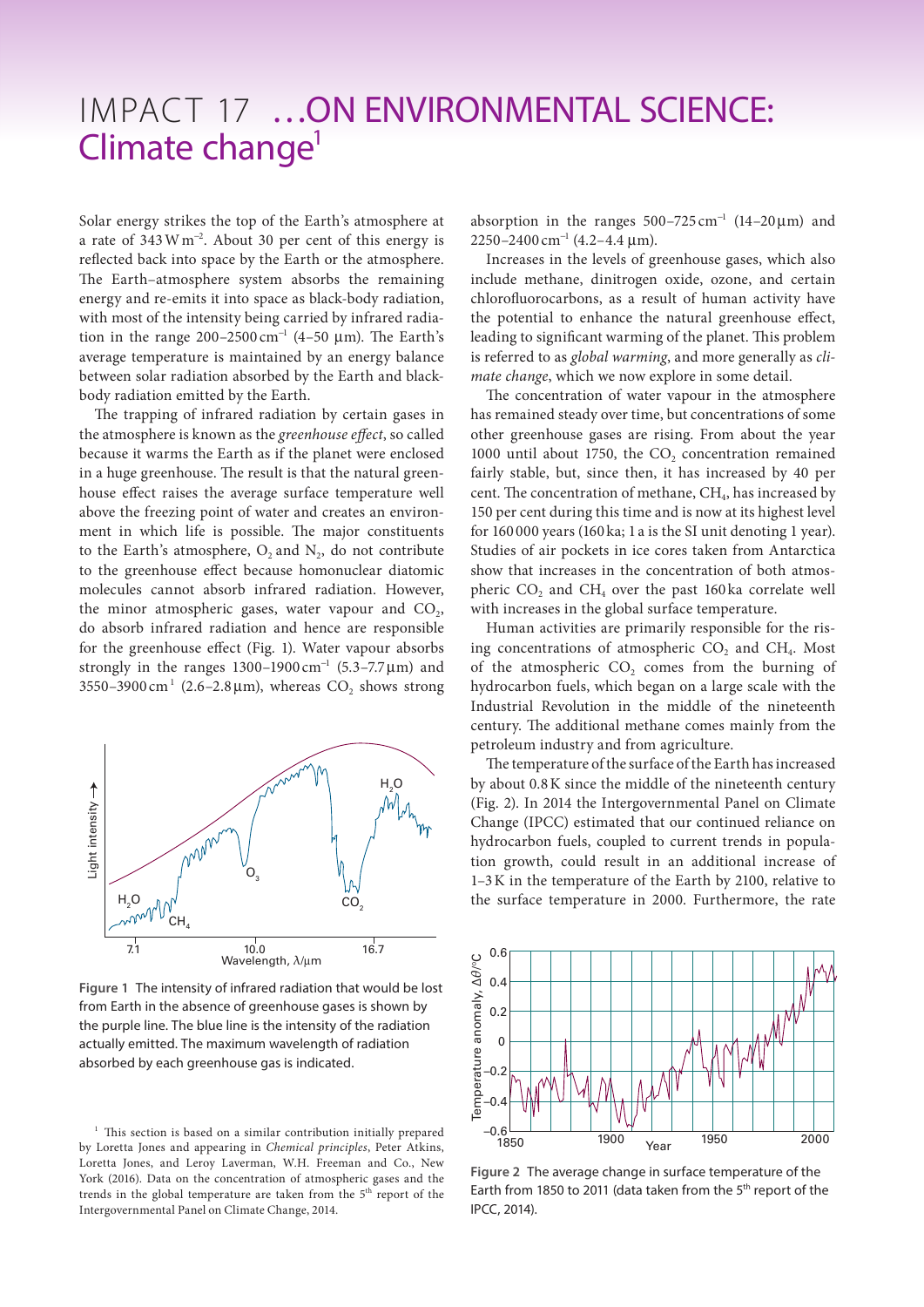# IMPACT 17 …ON ENVIRONMENTAL SCIENCE: Climate change[1]

Solar energy strikes the top of the Earth's atmosphere at a rate of $343\,W\,m^{-2}$. About 30 per cent of this energy is reflected back into space by the Earth or the atmosphere. The Earth–atmosphere system absorbs the remaining energy and re-emits it into space as black-body radiation, with most of the intensity being carried by infrared radiation in the range $200$–$2500\,cm^{-1}$ (4–50 μm). The Earth's average temperature is maintained by an energy balance between solar radiation absorbed by the Earth and black-body radiation emitted by the Earth.

The trapping of infrared radiation by certain gases in the atmosphere is known as the *greenhouse effect*, so called because it warms the Earth as if the planet were enclosed in a huge greenhouse. The result is that the natural greenhouse effect raises the average surface temperature well above the freezing point of water and creates an environment in which life is possible. The major constituents to the Earth's atmosphere, $O_2$ and $N_2$, do not contribute to the greenhouse effect because homonuclear diatomic molecules cannot absorb infrared radiation. However, the minor atmospheric gases, water vapour and $CO_2$, do absorb infrared radiation and hence are responsible for the greenhouse effect (Fig. 1). Water vapour absorbs strongly in the ranges $1300$–$1900\,cm^{-1}$ (5.3–7.7 μm) and $3550$–$3900\,cm^{-1}$ (2.6–2.8 μm), whereas $CO_2$ shows strong absorption in the ranges $500$–$725\,cm^{-1}$ (14–20 μm) and $2250$–$2400\,cm^{-1}$ (4.2–4.4 μm).

Figure 1 The intensity of infrared radiation that would be lost from Earth in the absence of greenhouse gases is shown by the purple line. The blue line is the intensity of the radiation actually emitted. The maximum wavelength of radiation absorbed by each greenhouse gas is indicated.

Increases in the levels of greenhouse gases, which also include methane, dinitrogen oxide, ozone, and certain chlorofluorocarbons, as a result of human activity have the potential to enhance the natural greenhouse effect, leading to significant warming of the planet. This problem is referred to as *global warming*, and more generally as *climate change*, which we now explore in some detail.

The concentration of water vapour in the atmosphere has remained steady over time, but concentrations of some other greenhouse gases are rising. From about the year 1000 until about 1750, the $CO_2$ concentration remained fairly stable, but, since then, it has increased by 40 per cent. The concentration of methane, $CH_4$, has increased by 150 per cent during this time and is now at its highest level for 160 000 years (160 ka; 1 a is the SI unit denoting 1 year). Studies of air pockets in ice cores taken from Antarctica show that increases in the concentration of both atmospheric $CO_2$ and $CH_4$ over the past 160 ka correlate well with increases in the global surface temperature.

Human activities are primarily responsible for the rising concentrations of atmospheric $CO_2$ and $CH_4$. Most of the atmospheric $CO_2$ comes from the burning of hydrocarbon fuels, which began on a large scale with the Industrial Revolution in the middle of the nineteenth century. The additional methane comes mainly from the petroleum industry and from agriculture.

The temperature of the surface of the Earth has increased by about 0.8 K since the middle of the nineteenth century (Fig. 2). In 2014 the Intergovernmental Panel on Climate Change (IPCC) estimated that our continued reliance on hydrocarbon fuels, coupled to current trends in population growth, could result in an additional increase of 1–3 K in the temperature of the Earth by 2100, relative to the surface temperature in 2000. Furthermore, the rate

Figure 2 The average change in surface temperature of the Earth from 1850 to 2011 (data taken from the 5th report of the IPCC, 2014).

[1] This section is based on a similar contribution initially prepared by Loretta Jones and appearing in *Chemical principles*, Peter Atkins, Loretta Jones, and Leroy Laverman, W.H. Freeman and Co., New York (2016). Data on the concentration of atmospheric gases and the trends in the global temperature are taken from the 5th report of the Intergovernmental Panel on Climate Change, 2014.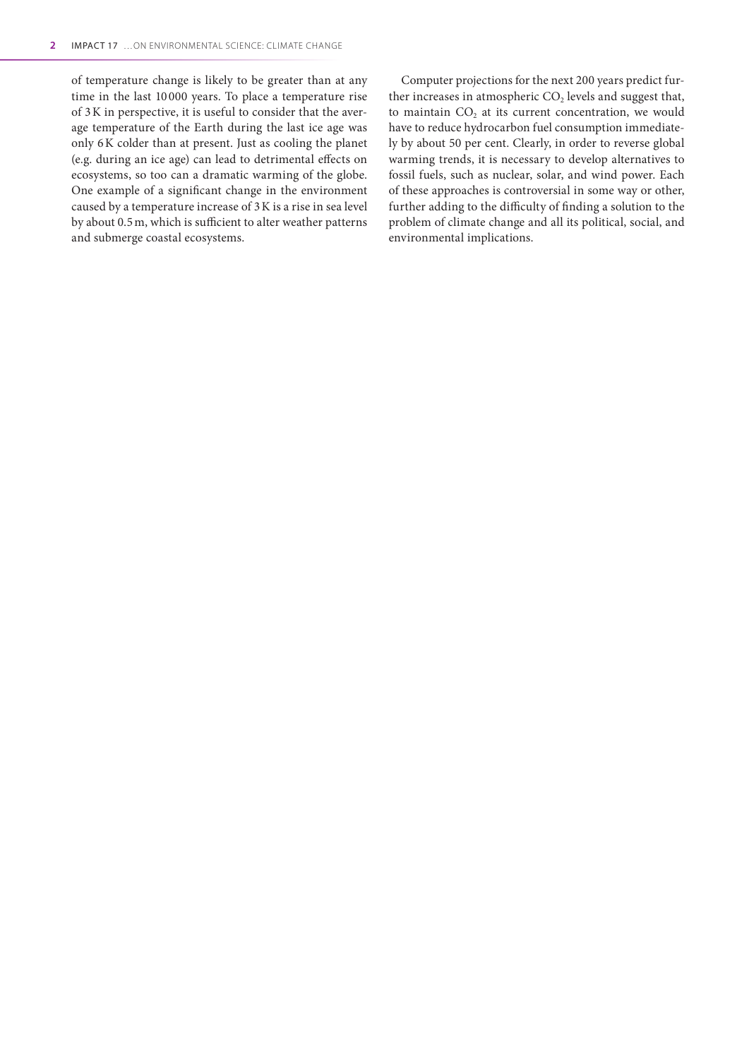of temperature change is likely to be greater than at any time in the last 10 000 years. To place a temperature rise of 3 K in perspective, it is useful to consider that the average temperature of the Earth during the last ice age was only 6 K colder than at present. Just as cooling the planet (e.g. during an ice age) can lead to detrimental effects on ecosystems, so too can a dramatic warming of the globe. One example of a significant change in the environment caused by a temperature increase of 3 K is a rise in sea level by about 0.5 m, which is sufficient to alter weather patterns and submerge coastal ecosystems.

Computer projections for the next 200 years predict further increases in atmospheric $CO_2$ levels and suggest that, to maintain $CO_2$ at its current concentration, we would have to reduce hydrocarbon fuel consumption immediately by about 50 per cent. Clearly, in order to reverse global warming trends, it is necessary to develop alternatives to fossil fuels, such as nuclear, solar, and wind power. Each of these approaches is controversial in some way or other, further adding to the difficulty of finding a solution to the problem of climate change and all its political, social, and environmental implications.